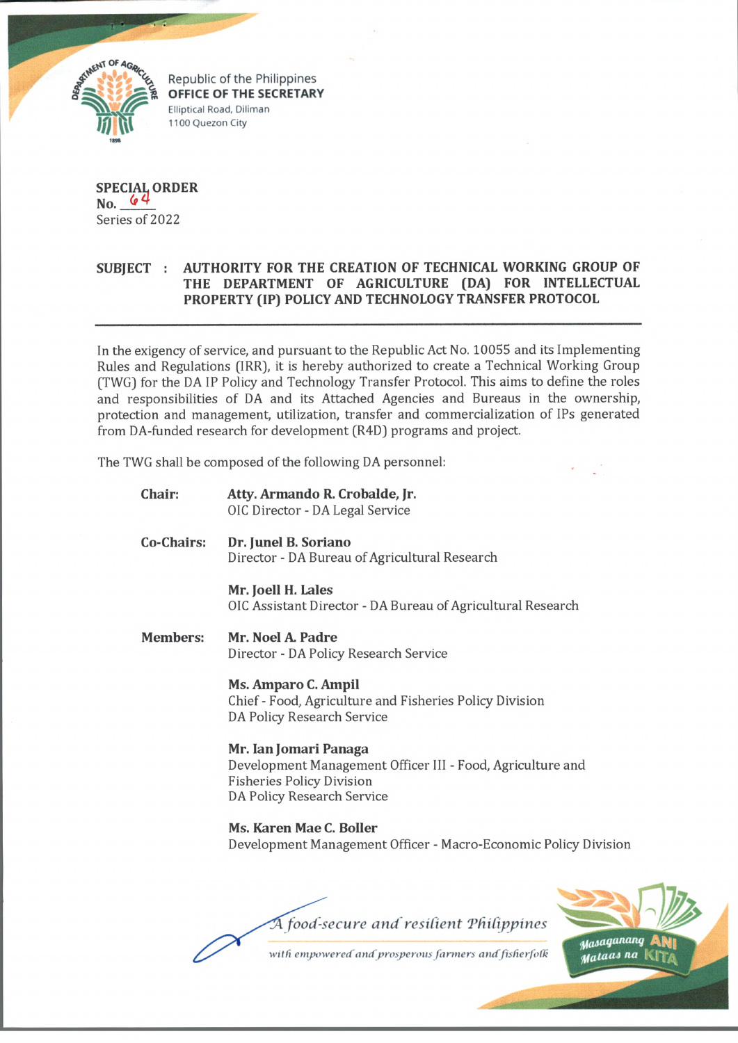Republic of the Philippines
**OFFICE OF THE SECRETARY**
Elliptical Road, Diliman
1100 Quezon City

**SPECIAL ORDER**
**No. 64**
Series of 2022

**SUBJECT : AUTHORITY FOR THE CREATION OF TECHNICAL WORKING GROUP OF THE DEPARTMENT OF AGRICULTURE (DA) FOR INTELLECTUAL PROPERTY (IP) POLICY AND TECHNOLOGY TRANSFER PROTOCOL**

---

In the exigency of service, and pursuant to the Republic Act No. 10055 and its Implementing Rules and Regulations (IRR), it is hereby authorized to create a Technical Working Group (TWG) for the DA IP Policy and Technology Transfer Protocol. This aims to define the roles and responsibilities of DA and its Attached Agencies and Bureaus in the ownership, protection and management, utilization, transfer and commercialization of IPs generated from DA-funded research for development (R4D) programs and project.

The TWG shall be composed of the following DA personnel:

**Chair:**

**Atty. Armando R. Crobalde, Jr.**
OIC Director - DA Legal Service

**Co-Chairs:**

**Dr. Junel B. Soriano**
Director - DA Bureau of Agricultural Research

**Mr. Joell H. Lales**
OIC Assistant Director - DA Bureau of Agricultural Research

**Members:**

**Mr. Noel A. Padre**
Director - DA Policy Research Service

**Ms. Amparo C. Ampil**
Chief - Food, Agriculture and Fisheries Policy Division
DA Policy Research Service

**Mr. Ian Jomari Panaga**
Development Management Officer III - Food, Agriculture and Fisheries Policy Division
DA Policy Research Service

**Ms. Karen Mae C. Boller**
Development Management Officer - Macro-Economic Policy Division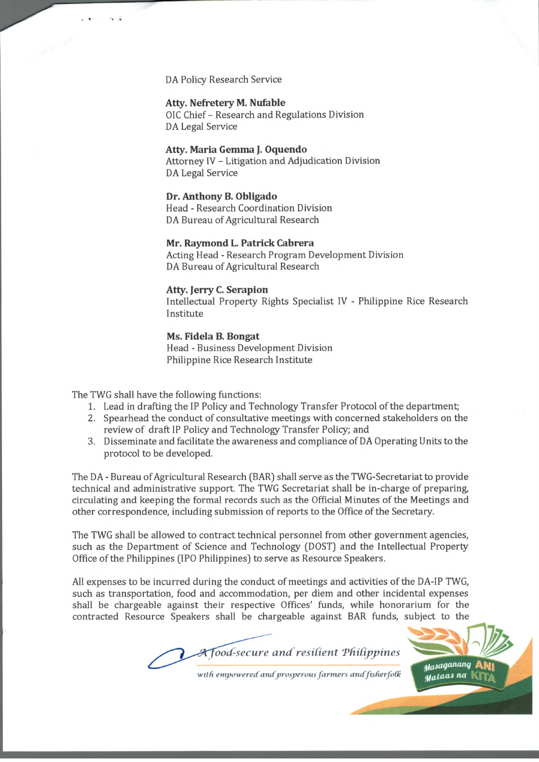DA Policy Research Service

**Atty. Nefretery M. Nufable**
OIC Chief – Research and Regulations Division
DA Legal Service

**Atty. Maria Gemma J. Oquendo**
Attorney IV – Litigation and Adjudication Division
DA Legal Service

**Dr. Anthony B. Obligado**
Head - Research Coordination Division
DA Bureau of Agricultural Research

**Mr. Raymond L. Patrick Cabrera**
Acting Head - Research Program Development Division
DA Bureau of Agricultural Research

**Atty. Jerry C. Serapion**
Intellectual Property Rights Specialist IV - Philippine Rice Research Institute

**Ms. Fidela B. Bongat**
Head - Business Development Division
Philippine Rice Research Institute

The TWG shall have the following functions:

1. Lead in drafting the IP Policy and Technology Transfer Protocol of the department;
2. Spearhead the conduct of consultative meetings with concerned stakeholders on the review of draft IP Policy and Technology Transfer Policy; and
3. Disseminate and facilitate the awareness and compliance of DA Operating Units to the protocol to be developed.

The DA - Bureau of Agricultural Research (BAR) shall serve as the TWG-Secretariat to provide technical and administrative support. The TWG Secretariat shall be in-charge of preparing, circulating and keeping the formal records such as the Official Minutes of the Meetings and other correspondence, including submission of reports to the Office of the Secretary.

The TWG shall be allowed to contract technical personnel from other government agencies, such as the Department of Science and Technology (DOST) and the Intellectual Property Office of the Philippines (IPO Philippines) to serve as Resource Speakers.

All expenses to be incurred during the conduct of meetings and activities of the DA-IP TWG, such as transportation, food and accommodation, per diem and other incidental expenses shall be chargeable against their respective Offices' funds, while honorarium for the contracted Resource Speakers shall be chargeable against BAR funds, subject to the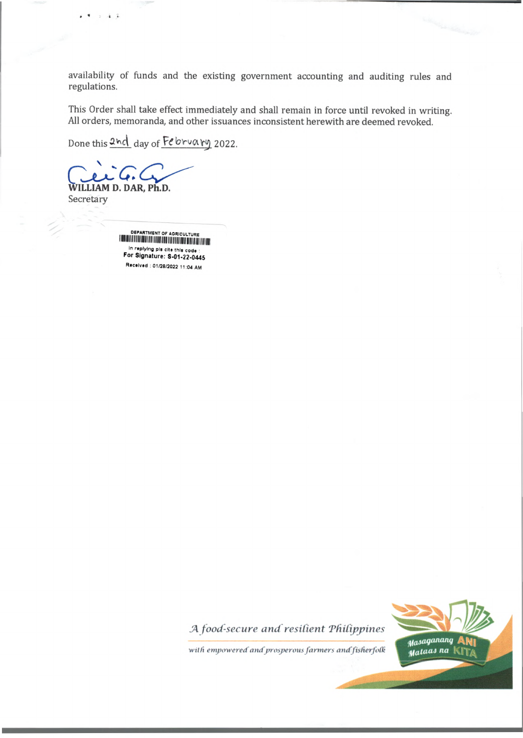availability of funds and the existing government accounting and auditing rules and regulations.

This Order shall take effect immediately and shall remain in force until revoked in writing. All orders, memoranda, and other issuances inconsistent herewith are deemed revoked.

Done this 2nd day of February 2022.

**WILLIAM D. DAR, Ph.D.**
Secretary

DEPARTMENT OF AGRICULTURE
In replying pls cite this code :
**For Signature: S-01-22-0445**
Received : 01/28/2022 11:04 AM